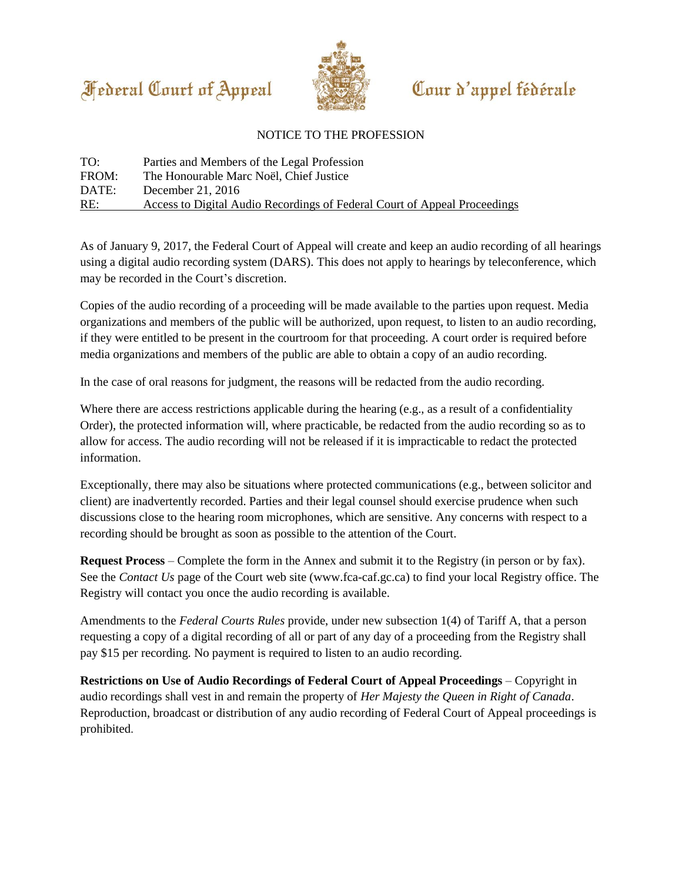Federal Court of Appeal — Cour d'appel fédérale

NOTICE TO THE PROFESSION

TO: Parties and Members of the Legal Profession
FROM: The Honourable Marc Noël, Chief Justice
DATE: December 21, 2016
RE: Access to Digital Audio Recordings of Federal Court of Appeal Proceedings

As of January 9, 2017, the Federal Court of Appeal will create and keep an audio recording of all hearings using a digital audio recording system (DARS). This does not apply to hearings by teleconference, which may be recorded in the Court's discretion.

Copies of the audio recording of a proceeding will be made available to the parties upon request. Media organizations and members of the public will be authorized, upon request, to listen to an audio recording, if they were entitled to be present in the courtroom for that proceeding. A court order is required before media organizations and members of the public are able to obtain a copy of an audio recording.

In the case of oral reasons for judgment, the reasons will be redacted from the audio recording.

Where there are access restrictions applicable during the hearing (e.g., as a result of a confidentiality Order), the protected information will, where practicable, be redacted from the audio recording so as to allow for access. The audio recording will not be released if it is impracticable to redact the protected information.

Exceptionally, there may also be situations where protected communications (e.g., between solicitor and client) are inadvertently recorded. Parties and their legal counsel should exercise prudence when such discussions close to the hearing room microphones, which are sensitive. Any concerns with respect to a recording should be brought as soon as possible to the attention of the Court.

**Request Process** – Complete the form in the Annex and submit it to the Registry (in person or by fax). See the *Contact Us* page of the Court web site (www.fca-caf.gc.ca) to find your local Registry office. The Registry will contact you once the audio recording is available.

Amendments to the *Federal Courts Rules* provide, under new subsection 1(4) of Tariff A, that a person requesting a copy of a digital recording of all or part of any day of a proceeding from the Registry shall pay $15 per recording. No payment is required to listen to an audio recording.

**Restrictions on Use of Audio Recordings of Federal Court of Appeal Proceedings** – Copyright in audio recordings shall vest in and remain the property of *Her Majesty the Queen in Right of Canada*. Reproduction, broadcast or distribution of any audio recording of Federal Court of Appeal proceedings is prohibited.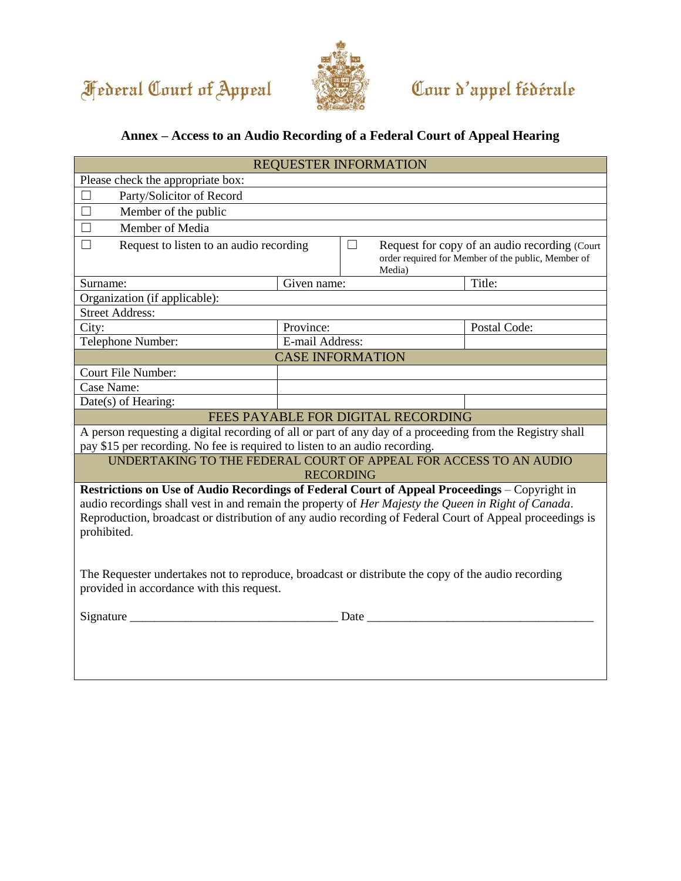Federal Court of Appeal    Cour d'appel fédérale

## Annex – Access to an Audio Recording of a Federal Court of Appeal Hearing

| | | | |
|---|---|---|---|
| REQUESTER INFORMATION | | | |
| Please check the appropriate box: | | | |
| ☐ Party/Solicitor of Record | | | |
| ☐ Member of the public | | | |
| ☐ Member of Media | | | |
| ☐ Request to listen to an audio recording | ☐ Request for copy of an audio recording (Court order required for Member of the public, Member of Media) | | |
| Surname: | Given name: | | Title: |
| Organization (if applicable): | | | |
| Street Address: | | | |
| City: | Province: | | Postal Code: |
| Telephone Number: | E-mail Address: | | |
| CASE INFORMATION | | | |
| Court File Number: | | | |
| Case Name: | | | |
| Date(s) of Hearing: | | | |
| FEES PAYABLE FOR DIGITAL RECORDING | | | |
| A person requesting a digital recording of all or part of any day of a proceeding from the Registry shall pay $15 per recording. No fee is required to listen to an audio recording. | | | |
| UNDERTAKING TO THE FEDERAL COURT OF APPEAL FOR ACCESS TO AN AUDIO RECORDING | | | |

**Restrictions on Use of Audio Recordings of Federal Court of Appeal Proceedings** – Copyright in audio recordings shall vest in and remain the property of *Her Majesty the Queen in Right of Canada*. Reproduction, broadcast or distribution of any audio recording of Federal Court of Appeal proceedings is prohibited.

The Requester undertakes not to reproduce, broadcast or distribute the copy of the audio recording provided in accordance with this request.

Signature ________________________________ Date ____________________________________